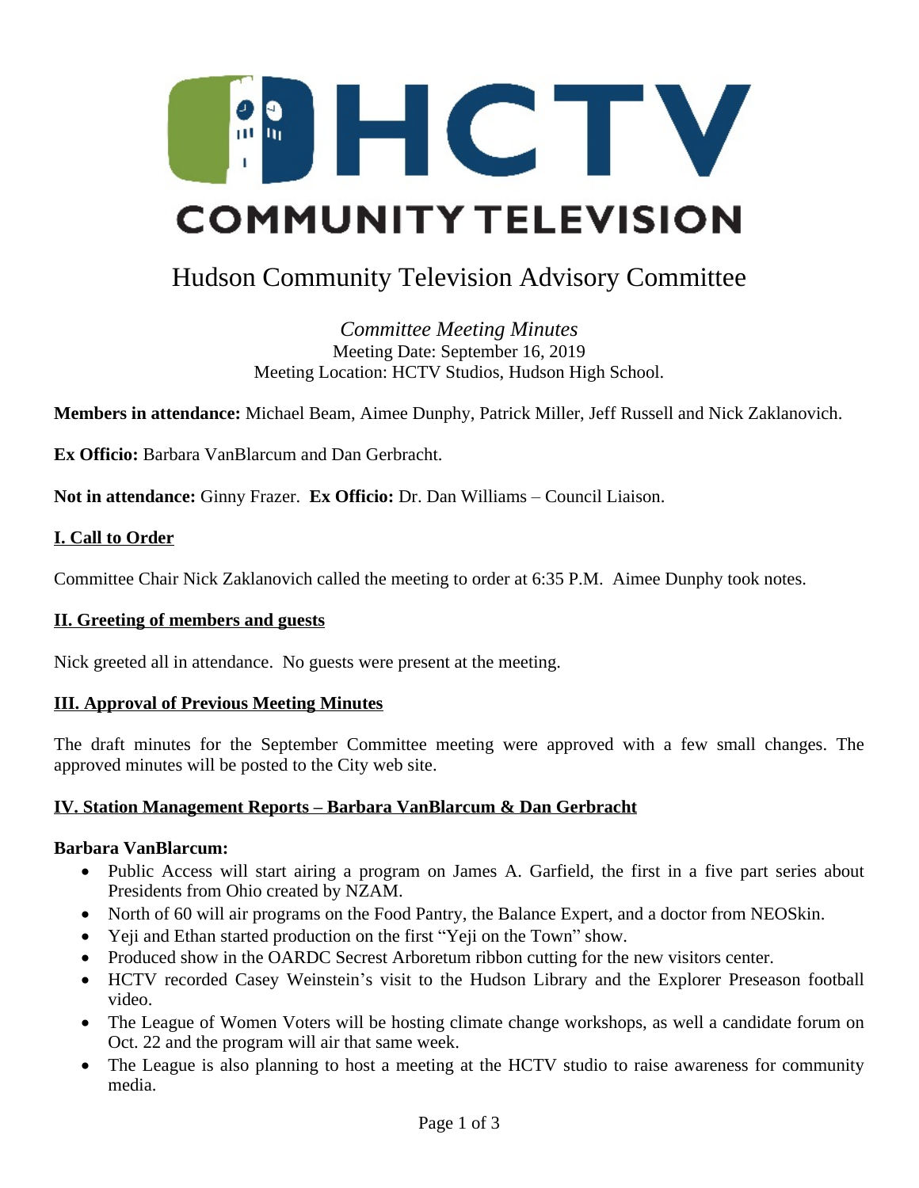HCTV COMMUNITY TELEVISION

# Hudson Community Television Advisory Committee

*Committee Meeting Minutes*
Meeting Date: September 16, 2019
Meeting Location: HCTV Studios, Hudson High School.

**Members in attendance:** Michael Beam, Aimee Dunphy, Patrick Miller, Jeff Russell and Nick Zaklanovich.

**Ex Officio:** Barbara VanBlarcum and Dan Gerbracht.

**Not in attendance:** Ginny Frazer. **Ex Officio:** Dr. Dan Williams – Council Liaison.

## I. Call to Order

Committee Chair Nick Zaklanovich called the meeting to order at 6:35 P.M. Aimee Dunphy took notes.

## II. Greeting of members and guests

Nick greeted all in attendance. No guests were present at the meeting.

## III. Approval of Previous Meeting Minutes

The draft minutes for the September Committee meeting were approved with a few small changes. The approved minutes will be posted to the City web site.

## IV. Station Management Reports – Barbara VanBlarcum & Dan Gerbracht

**Barbara VanBlarcum:**

- Public Access will start airing a program on James A. Garfield, the first in a five part series about Presidents from Ohio created by NZAM.
- North of 60 will air programs on the Food Pantry, the Balance Expert, and a doctor from NEOSkin.
- Yeji and Ethan started production on the first "Yeji on the Town" show.
- Produced show in the OARDC Secrest Arboretum ribbon cutting for the new visitors center.
- HCTV recorded Casey Weinstein's visit to the Hudson Library and the Explorer Preseason football video.
- The League of Women Voters will be hosting climate change workshops, as well a candidate forum on Oct. 22 and the program will air that same week.
- The League is also planning to host a meeting at the HCTV studio to raise awareness for community media.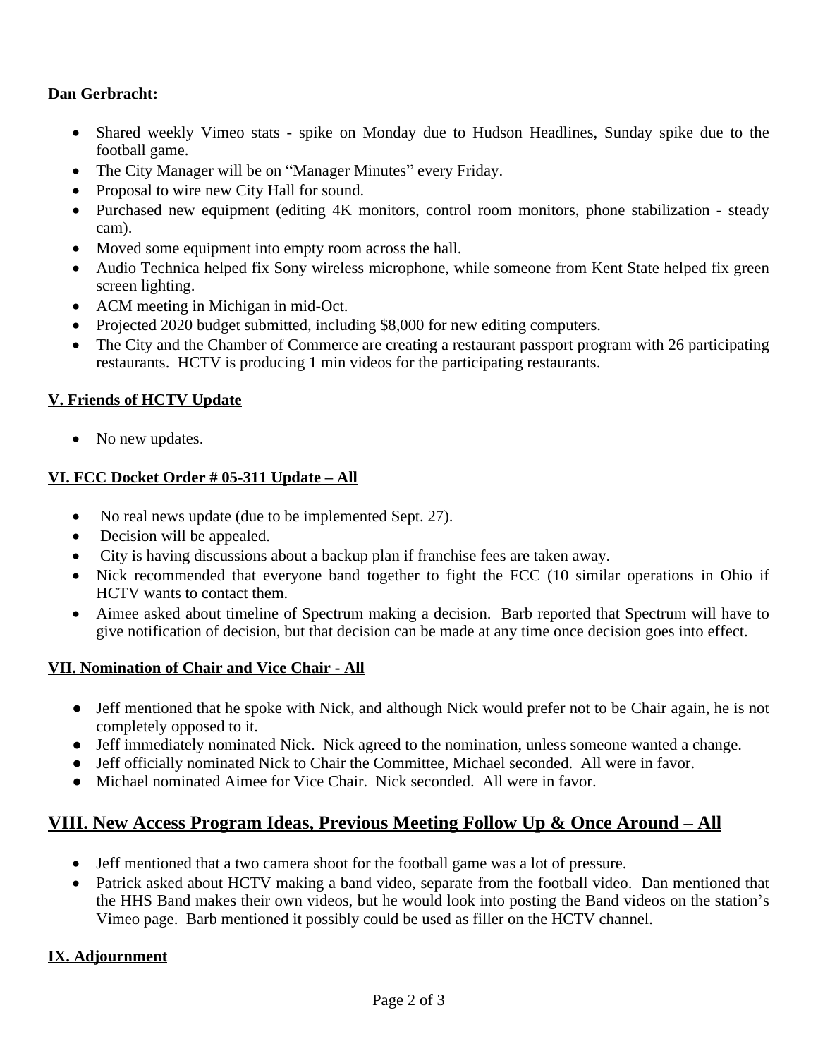**Dan Gerbracht:**

- Shared weekly Vimeo stats - spike on Monday due to Hudson Headlines, Sunday spike due to the football game.
- The City Manager will be on "Manager Minutes" every Friday.
- Proposal to wire new City Hall for sound.
- Purchased new equipment (editing 4K monitors, control room monitors, phone stabilization - steady cam).
- Moved some equipment into empty room across the hall.
- Audio Technica helped fix Sony wireless microphone, while someone from Kent State helped fix green screen lighting.
- ACM meeting in Michigan in mid-Oct.
- Projected 2020 budget submitted, including $8,000 for new editing computers.
- The City and the Chamber of Commerce are creating a restaurant passport program with 26 participating restaurants. HCTV is producing 1 min videos for the participating restaurants.

## V. Friends of HCTV Update

- No new updates.

## VI. FCC Docket Order # 05-311 Update – All

- No real news update (due to be implemented Sept. 27).
- Decision will be appealed.
- City is having discussions about a backup plan if franchise fees are taken away.
- Nick recommended that everyone band together to fight the FCC (10 similar operations in Ohio if HCTV wants to contact them.
- Aimee asked about timeline of Spectrum making a decision. Barb reported that Spectrum will have to give notification of decision, but that decision can be made at any time once decision goes into effect.

## VII. Nomination of Chair and Vice Chair - All

- Jeff mentioned that he spoke with Nick, and although Nick would prefer not to be Chair again, he is not completely opposed to it.
- Jeff immediately nominated Nick. Nick agreed to the nomination, unless someone wanted a change.
- Jeff officially nominated Nick to Chair the Committee, Michael seconded. All were in favor.
- Michael nominated Aimee for Vice Chair. Nick seconded. All were in favor.

## VIII. New Access Program Ideas, Previous Meeting Follow Up & Once Around – All

- Jeff mentioned that a two camera shoot for the football game was a lot of pressure.
- Patrick asked about HCTV making a band video, separate from the football video. Dan mentioned that the HHS Band makes their own videos, but he would look into posting the Band videos on the station's Vimeo page. Barb mentioned it possibly could be used as filler on the HCTV channel.

## IX. Adjournment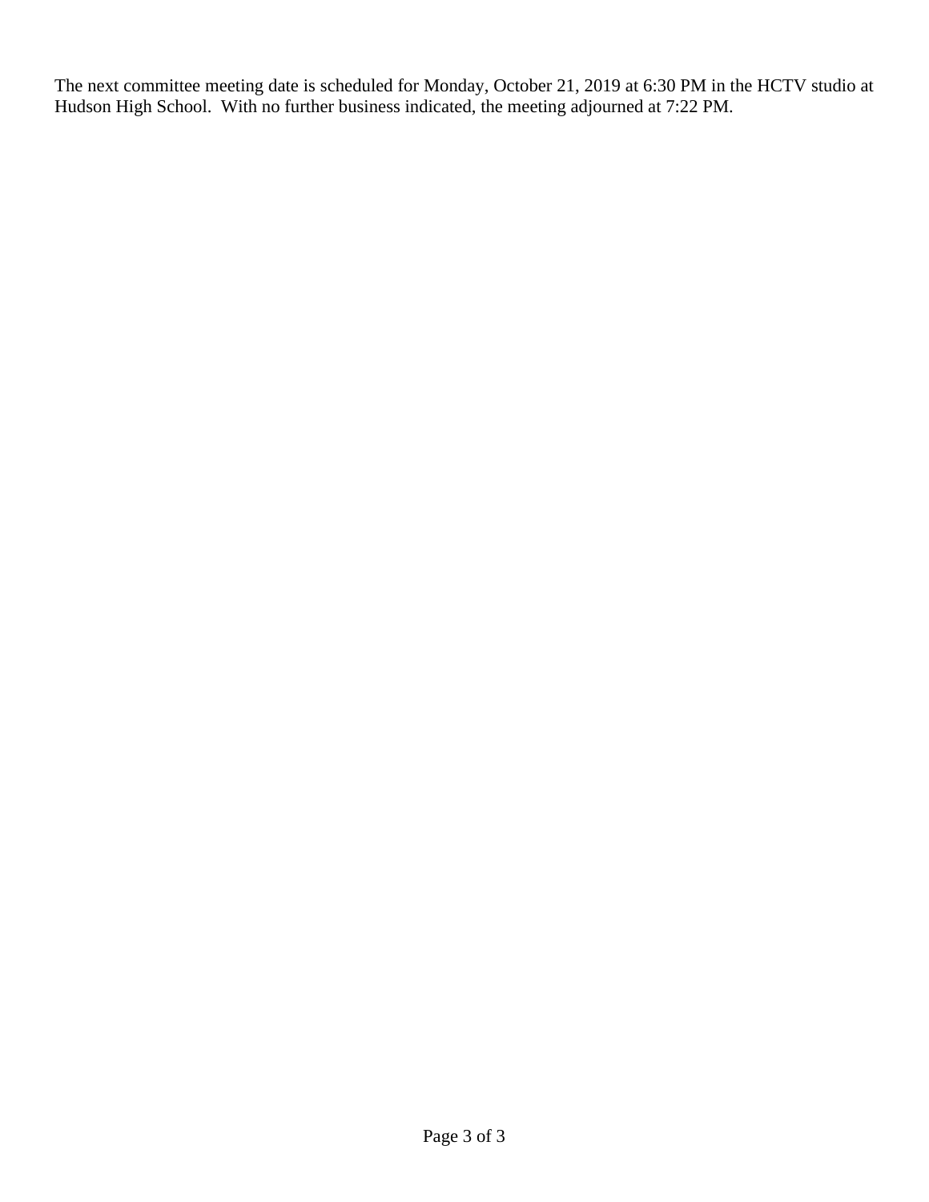The next committee meeting date is scheduled for Monday, October 21, 2019 at 6:30 PM in the HCTV studio at Hudson High School. With no further business indicated, the meeting adjourned at 7:22 PM.